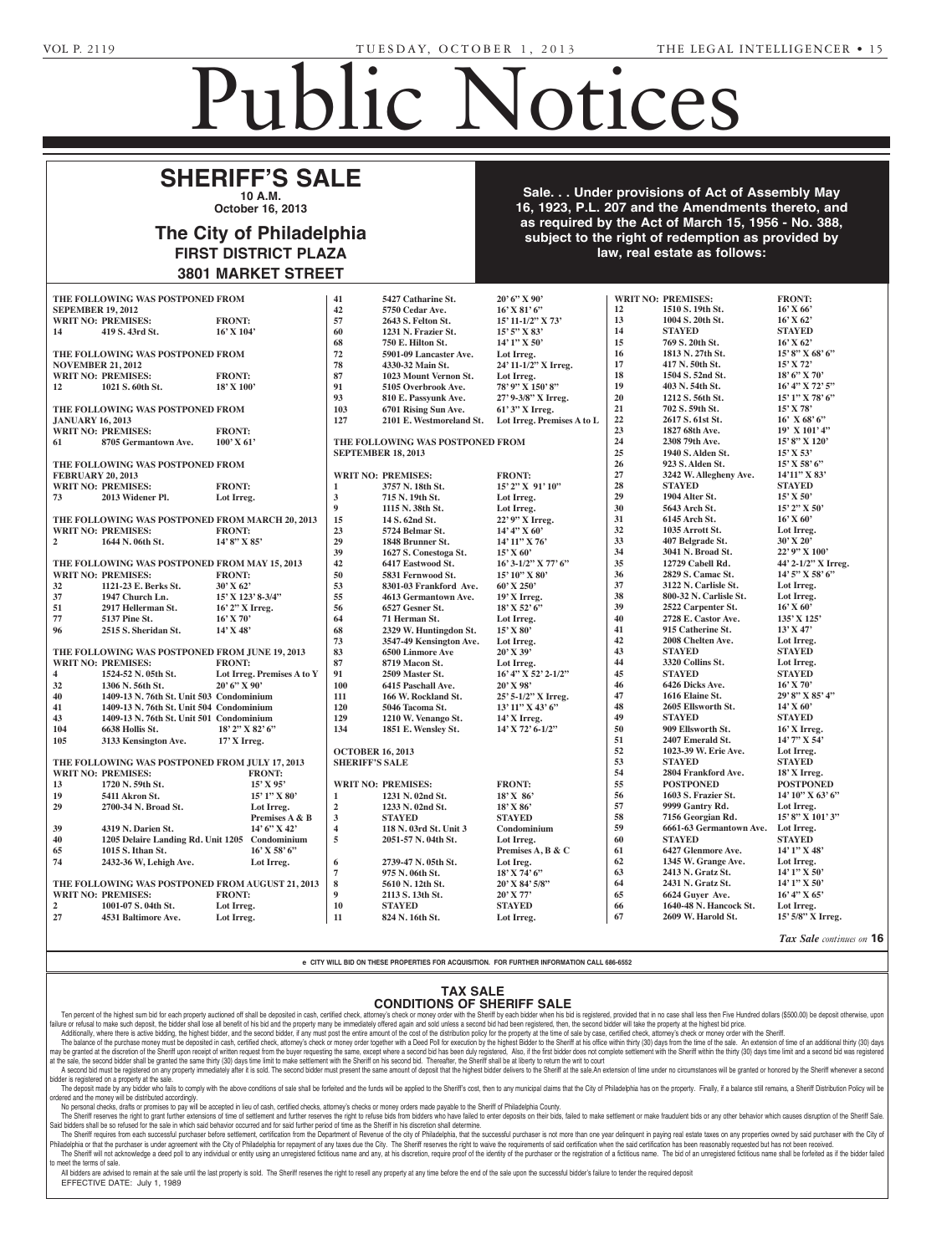# Public Notices

## SHERIFF'S SALE

**10 A.M.**
**October 16, 2013**

## The City of Philadelphia

**FIRST DISTRICT PLAZA**
**3801 MARKET STREET**

**Sale. . . Under provisions of Act of Assembly May 16, 1923, P.L. 207 and the Amendments thereto, and as required by the Act of March 15, 1956 - No. 388, subject to the right of redemption as provided by law, real estate as follows:**

**THE FOLLOWING WAS POSTPONED FROM SEPEMBER 19, 2012**

| WRIT NO: | PREMISES: | FRONT: |
|---|---|---|
| 14 | 419 S. 43rd St. | 16' X 104' |

**THE FOLLOWING WAS POSTPONED FROM NOVEMBER 21, 2012**

| WRIT NO: | PREMISES: | FRONT: |
|---|---|---|
| 12 | 1021 S. 60th St. | 18' X 100' |

**THE FOLLOWING WAS POSTPONED FROM JANUARY 16, 2013**

| WRIT NO: | PREMISES: | FRONT: |
|---|---|---|
| 61 | 8705 Germantown Ave. | 100' X 61' |

**THE FOLLOWING WAS POSTPONED FROM FEBRUARY 20, 2013**

| WRIT NO: | PREMISES: | FRONT: |
|---|---|---|
| 73 | 2013 Widener Pl. | Lot Irreg. |

**THE FOLLOWING WAS POSTPONED FROM MARCH 20, 2013**

| WRIT NO: | PREMISES: | FRONT: |
|---|---|---|
| 2 | 1644 N. 06th St. | 14' 8" X 85' |

**THE FOLLOWING WAS POSTPONED FROM MAY 15, 2013**

| WRIT NO: | PREMISES: | FRONT: |
|---|---|---|
| 32 | 1121-23 E. Berks St. | 30' X 62' |
| 37 | 1947 Church Ln. | 15' X 123' 8-3/4" |
| 51 | 2917 Hellerman St. | 16' 2" X Irreg. |
| 77 | 5137 Pine St. | 16' X 70' |
| 96 | 2515 S. Sheridan St. | 14' X 48' |

**THE FOLLOWING WAS POSTPONED FROM JUNE 19, 2013**

| WRIT NO: | PREMISES: | FRONT: |
|---|---|---|
| 4 | 1524-52 N. 05th St. | Lot Irreg. Premises A to Y |
| 32 | 1306 N. 56th St. | 20' 6" X 90' |
| 40 | 1409-13 N. 76th St. Unit 503 | Condominium |
| 41 | 1409-13 N. 76th St. Unit 504 | Condominium |
| 43 | 1409-13 N. 76th St. Unit 501 | Condominium |
| 104 | 6638 Hollis St. | 18' 2" X 82' 6" |
| 105 | 3133 Kensington Ave. | 17' X Irreg. |

**THE FOLLOWING WAS POSTPONED FROM JULY 17, 2013**

| WRIT NO: | PREMISES: | FRONT: |
|---|---|---|
| 13 | 1720 N. 59th St. | 15' X 95' |
| 19 | 5411 Akron St. | 15' 1" X 80' |
| 29 | 2700-34 N. Broad St. | Lot Irreg. Premises A & B |
| 39 | 4319 N. Darien St. | 14' 6" X 42' |
| 40 | 1205 Delaire Landing Rd. Unit 1205 | Condominium |
| 65 | 1015 S. Ithan St. | 16' X 58' 6" |
| 74 | 2432-36 W, Lehigh Ave. | Lot Irreg. |

**THE FOLLOWING WAS POSTPONED FROM AUGUST 21, 2013**

| WRIT NO: | PREMISES: | FRONT: |
|---|---|---|
| 2 | 1001-07 S. 04th St. | Lot Irreg. |
| 27 | 4531 Baltimore Ave. | Lot Irreg. |
| 41 | 5427 Catharine St. | 20' 6" X 90' |
| 42 | 5750 Cedar Ave. | 16' X 81' 6" |
| 57 | 2643 S. Felton St. | 15' 11-1/2" X 73' |
| 60 | 1231 N. Frazier St. | 15' 5" X 83' |
| 68 | 750 E. Hilton St. | 14' 1" X 50' |
| 72 | 5901-09 Lancaster Ave. | Lot Irreg. |
| 78 | 4330-32 Main St. | 24' 11-1/2" X Irreg. |
| 87 | 1023 Mount Vernon St. | Lot Irreg. |
| 91 | 5105 Overbrook Ave. | 78' 9" X 150' 8" |
| 93 | 810 E. Passyunk Ave. | 27' 9-3/8" X Irreg. |
| 103 | 6701 Rising Sun Ave. | 61' 3" X Irreg. |
| 127 | 2101 E. Westmoreland St. | Lot Irreg. Premises A to L |

**THE FOLLOWING WAS POSTPONED FROM SEPTEMBER 18, 2013**

| WRIT NO: | PREMISES: | FRONT: |
|---|---|---|
| 1 | 3757 N. 18th St. | 15' 2" X 91' 10" |
| 3 | 715 N. 19th St. | Lot Irreg. |
| 9 | 1115 N. 38th St. | Lot Irreg. |
| 15 | 14 S. 62nd St. | 22' 9" X Irreg. |
| 23 | 5724 Belmar St. | 14' 4" X 60' |
| 29 | 1848 Brunner St. | 14' 11" X 76' |
| 39 | 1627 S. Conestoga St. | 15' X 60' |
| 42 | 6417 Eastwood St. | 16' 3-1/2" X 77' 6" |
| 50 | 5831 Fernwood St. | 15' 10" X 80' |
| 53 | 8301-03 Frankford Ave. | 60' X 250' |
| 55 | 4613 Germantown Ave. | 19' X Irreg. |
| 56 | 6527 Gesner St. | 18' X 52' 6" |
| 64 | 71 Herman St. | Lot Irreg. |
| 68 | 2329 W. Huntingdon St. | 15' X 80' |
| 73 | 3547-49 Kensington Ave. | Lot Irreg. |
| 83 | 6500 Linmore Ave | 20' X 39' |
| 87 | 8719 Macon St. | Lot Irreg. |
| 91 | 2509 Master St. | 16' 4" X 52' 2-1/2" |
| 100 | 6415 Paschall Ave. | 20' X 98' |
| 111 | 166 W. Rockland St. | 25' 5-1/2" X Irreg. |
| 120 | 5046 Tacoma St. | 13' 11" X 43' 6" |
| 129 | 1210 W. Venango St. | 14' X Irreg. |
| 134 | 1851 E. Wensley St. | 14' X 72' 6-1/2" |

**OCTOBER 16, 2013**
**SHERIFF'S SALE**

| WRIT NO: | PREMISES: | FRONT: |
|---|---|---|
| 1 | 1231 N. 02nd St. | 18' X 86' |
| 2 | 1233 N. 02nd St. | 18' X 86' |
| 3 | STAYED | STAYED |
| 4 | 118 N. 03rd St. Unit 3 | Condominium |
| 5 | 2051-57 N. 04th St. | Lot Irreg. Premises A, B & C |
| 6 | 2739-47 N. 05th St. | Lot Ireg. |
| 7 | 975 N. 06th St. | 18' X 74' 6" |
| 8 | 5610 N. 12th St. | 20' X 84' 5/8" |
| 9 | 2113 S. 13th St. | 20' X 77' |
| 10 | STAYED | STAYED |
| 11 | 824 N. 16th St. | Lot Irreg. |
| 12 | 1510 S. 19th St. | 16' X 66' |
| 13 | 1004 S. 20th St. | 16' X 62' |
| 14 | STAYED | STAYED |
| 15 | 769 S. 20th St. | 16' X 62' |
| 16 | 1813 N. 27th St. | 15' 8" X 68' 6" |
| 17 | 417 N. 50th St. | 15' X 72' |
| 18 | 1504 S. 52nd St. | 18' 6" X 70' |
| 19 | 403 N. 54th St. | 16' 4" X 72' 5" |
| 20 | 1212 S. 56th St. | 15' 1" X 78' 6" |
| 21 | 702 S. 59th St. | 15' X 78' |
| 22 | 2617 S. 61st St. | 16' X 68' 6" |
| 23 | 1827 68th Ave. | 19' X 101' 4" |
| 24 | 2308 79th Ave. | 15' 8" X 120' |
| 25 | 1940 S. Alden St. | 15' X 53' |
| 26 | 923 S. Alden St. | 15' X 58' 6" |
| 27 | 3242 W. Allegheny Ave. | 14'11" X 83' |
| 28 | STAYED | STAYED |
| 29 | 1904 Alter St. | 15' X 50' |
| 30 | 5643 Arch St. | 15' 2" X 50' |
| 31 | 6145 Arch St. | 16' X 60' |
| 32 | 1035 Arrott St. | Lot Irreg. |
| 33 | 407 Belgrade St. | 30' X 20' |
| 34 | 3041 N. Broad St. | 22' 9" X 100' |
| 35 | 12729 Cabell Rd. | 44' 2-1/2" X Irreg. |
| 36 | 2829 S. Camac St. | 14' 5" X 58' 6" |
| 37 | 3122 N. Carlisle St. | Lot Irreg. |
| 38 | 800-32 N. Carlisle St. | Lot Irreg. |
| 39 | 2522 Carpenter St. | 16' X 60' |
| 40 | 2728 E. Castor Ave. | 135' X 125' |
| 41 | 915 Catherine St. | 13' X 47' |
| 42 | 2008 Chelten Ave. | Lot Irreg. |
| 43 | STAYED | STAYED |
| 44 | 3320 Collins St. | Lot Irreg. |
| 45 | STAYED | STAYED |
| 46 | 6426 Dicks Ave. | 16' X 70' |
| 47 | 1616 Elaine St. | 29' 8" X 85' 4" |
| 48 | 2605 Ellsworth St. | 14' X 60' |
| 49 | STAYED | STAYED |
| 50 | 909 Ellsworth St. | 16' X Irreg. |
| 51 | 2407 Emerald St. | 14' 7" X 54' |
| 52 | 1023-39 W. Erie Ave. | Lot Irreg. |
| 53 | STAYED | STAYED |
| 54 | 2804 Frankford Ave. | 18' X Irreg. |
| 55 | POSTPONED | POSTPONED |
| 56 | 1603 S. Frazier St. | 14' 10" X 63' 6" |
| 57 | 9999 Gantry Rd. | Lot Irreg. |
| 58 | 7156 Georgian Rd. | 15' 8" X 101' 3" |
| 59 | 6661-63 Germantown Ave. | Lot Irreg. |
| 60 | STAYED | STAYED |
| 61 | 6427 Glenmore Ave. | 14' 1" X 48' |
| 62 | 1345 W. Grange Ave. | Lot Irreg. |
| 63 | 2413 N. Gratz St. | 14' 1" X 50' |
| 64 | 2431 N. Gratz St. | 14' 1" X 50' |
| 65 | 6624 Guyer Ave. | 16' 4" X 65' |
| 66 | 1640-48 N. Hancock St. | Lot Irreg. |
| 67 | 2609 W. Harold St. | 15' 5/8" X Irreg. |

*Tax Sale continues on* **16**

*e* CITY WILL BID ON THESE PROPERTIES FOR ACQUISITION. FOR FURTHER INFORMATION CALL 686-6552

## TAX SALE
## CONDITIONS OF SHERIFF SALE

Ten percent of the highest sum bid for each property auctioned off shall be deposited in cash, certified check, attorney's check or money order with the Sheriff by each bidder when his bid is registered, provided that in no case shall less then Five Hundred dollars ($500.00) be deposit otherwise, upon failure or refusal to make such deposit, the bidder shall lose all benefit of his bid and the property many be immediately offered again and sold unless a second bid had been registered, then, the second bidder will take the property at the highest bid price.

Additionally, where there is active bidding, the highest bidder, and the second bidder, if any must post the entire amount of the cost of the distribution policy for the property at the time of sale by case, certified check, attorney's check or money order with the Sheriff.

The balance of the purchase money must be deposited in cash, certified check, attorney's check or money order together with a Deed Poll for execution by the highest Bidder to the Sheriff at his office within thirty (30) days from the time of the sale. An extension of time of an additional thirty (30) days may be granted at the discretion of the Sheriff upon receipt of written request from the buyer requesting the same, except where a second bid has been duly registered. Also, if the first bidder does not complete settlement with the Sheriff within the thirty (30) days time limit and a second bid was registered at the sale, the second bidder shall be granted the same thirty (30) days time limit to make settlement with the Sheriff on his second bid. Thereafter, the Sheriff shall be at liberty to return the writ to court

A second bid must be registered on any property immediately after it is sold. The second bidder must present the same amount of deposit that the highest bidder delivers to the Sheriff at the sale.An extension of time under no circumstances will be granted or honored by the Sheriff whenever a second bidder is registered on a property at the sale.

The deposit made by any bidder who fails to comply with the above conditions of sale shall be forfeited and the funds will be applied to the Sheriff's cost, then to any municipal claims that the City of Philadelphia has on the property. Finally, if a balance still remains, a Sheriff Distribution Policy will be ordered and the money will be distributed accordingly.

No personal checks, drafts or promises to pay will be accepted in lieu of cash, certified checks, attorney's checks or money orders made payable to the Sheriff of Philadelphia County.

The Sheriff reserves the right to grant further extensions of time of settlement and further reserves the right to refuse bids from bidders who have failed to enter deposits on their bids, failed to make settlement or make fraudulent bids or any other behavior which causes disruption of the Sheriff Sale. Said bidders shall be so refused for the sale in which said behavior occurred and for said further period of time as the Sheriff in his discretion shall determine.

The Sheriff requires from each successful purchaser before settlement, certification from the Department of Revenue of the city of Philadelphia, that the successful purchaser is not more than one year delinquent in paying real estate taxes on any properties owned by said purchaser with the City of Philadelphia or that the purchaser is under agreement with the City of Philadelphia for repayment of any taxes due the City. The Sheriff reserves the right to waive the requirements of said certification when the said certification has been reasonably requested but has not been received.

The Sheriff will not acknowledge a deed poll to any individual or entity using an unregistered fictitious name and any, at his discretion, require proof of the identity of the purchaser or the registration of a fictitious name. The bid of an unregistered fictitious name shall be forfeited as if the bidder failed to meet the terms of sale.

All bidders are advised to remain at the sale until the last property is sold. The Sheriff reserves the right to resell any property at any time before the end of the sale upon the successful bidder's failure to tender the required deposit

EFFECTIVE DATE: July 1, 1989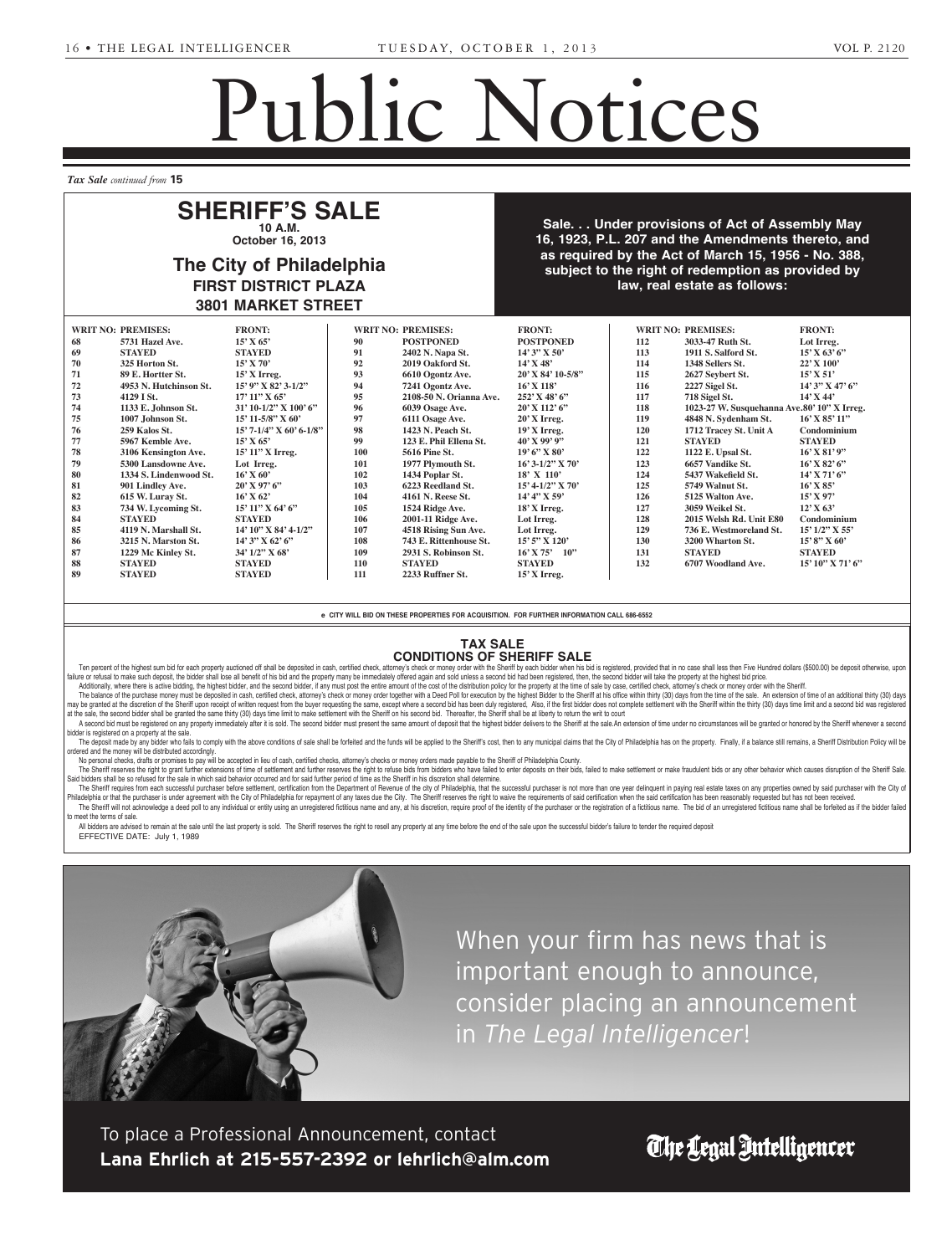# Public Notices

*Tax Sale continued from* **15**

## SHERIFF'S SALE

**10 A.M.**
**October 16, 2013**

### The City of Philadelphia
**FIRST DISTRICT PLAZA**
**3801 MARKET STREET**

**Sale. . . Under provisions of Act of Assembly May 16, 1923, P.L. 207 and the Amendments thereto, and as required by the Act of March 15, 1956 - No. 388, subject to the right of redemption as provided by law, real estate as follows:**

| WRIT NO: | PREMISES: | FRONT: |
|---|---|---|
| 68 | 5731 Hazel Ave. | 15' X 65' |
| 69 | STAYED | STAYED |
| 70 | 325 Horton St. | 15' X 70' |
| 71 | 89 E. Hortter St. | 15' X Irreg. |
| 72 | 4953 N. Hutchinson St. | 15' 9" X 82' 3-1/2" |
| 73 | 4129 I St. | 17' 11" X 65' |
| 74 | 1133 E. Johnson St. | 31' 10-1/2" X 100' 6" |
| 75 | 1007 Johnson St. | 15' 11-5/8" X 60' |
| 76 | 259 Kalos St. | 15' 7-1/4" X 60' 6-1/8" |
| 77 | 5967 Kemble Ave. | 15' X 65' |
| 78 | 3106 Kensington Ave. | 15' 11" X Irreg. |
| 79 | 5300 Lansdowne Ave. | Lot Irreg. |
| 80 | 1334 S. Lindenwood St. | 16' X 60' |
| 81 | 901 Lindley Ave. | 20' X 97' 6" |
| 82 | 615 W. Luray St. | 16' X 62' |
| 83 | 734 W. Lycoming St. | 15' 11" X 64' 6" |
| 84 | STAYED | STAYED |
| 85 | 4119 N. Marshall St. | 14' 10" X 84' 4-1/2" |
| 86 | 3215 N. Marston St. | 14' 3" X 62' 6" |
| 87 | 1229 Mc Kinley St. | 34' 1/2" X 68' |
| 88 | STAYED | STAYED |
| 89 | STAYED | STAYED |
| 90 | POSTPONED | POSTPONED |
| 91 | 2402 N. Napa St. | 14' 3" X 50' |
| 92 | 2019 Oakford St. | 14' X 48' |
| 93 | 6610 Ogontz Ave. | 20' X 84' 10-5/8" |
| 94 | 7241 Ogontz Ave. | 16' X 118' |
| 95 | 2108-50 N. Orianna Ave. | 252' X 48' 6" |
| 96 | 6039 Osage Ave. | 20' X 112' 6" |
| 97 | 6111 Osage Ave. | 20' X Irreg. |
| 98 | 1423 N. Peach St. | 19' X Irreg. |
| 99 | 123 E. Phil Ellena St. | 40' X 99' 9" |
| 100 | 5616 Pine St. | 19' 6" X 80' |
| 101 | 1977 Plymouth St. | 16' 3-1/2" X 70' |
| 102 | 1434 Poplar St. | 18' X 110' |
| 103 | 6223 Reedland St. | 15' 4-1/2" X 70' |
| 104 | 4161 N. Reese St. | 14' 4" X 59' |
| 105 | 1524 Ridge Ave. | 18' X Irreg. |
| 106 | 2001-11 Ridge Ave. | Lot Irreg. |
| 107 | 4518 Rising Sun Ave. | Lot Irreg. |
| 108 | 743 E. Rittenhouse St. | 15' 5" X 120' |
| 109 | 2931 S. Robinson St. | 16' X 75' 10" |
| 110 | STAYED | STAYED |
| 111 | 2233 Ruffner St. | 15' X Irreg. |
| 112 | 3033-47 Ruth St. | Lot Irreg. |
| 113 | 1911 S. Salford St. | 15' X 63' 6" |
| 114 | 1348 Sellers St. | 22' X 100' |
| 115 | 2627 Seybert St. | 15' X 51' |
| 116 | 2227 Sigel St. | 14' 3" X 47' 6" |
| 117 | 718 Sigel St. | 14' X 44' |
| 118 | 1023-27 W. Susquehanna Ave. | 80' 10" X Irreg. |
| 119 | 4848 N. Sydenham St. | 16' X 85' 11" |
| 120 | 1712 Tracey St. Unit A | Condominium |
| 121 | STAYED | STAYED |
| 122 | 1122 E. Upsal St. | 16' X 81' 9" |
| 123 | 6657 Vandike St. | 16' X 82' 6" |
| 124 | 5437 Wakefield St. | 14' X 71' 6" |
| 125 | 5749 Walnut St. | 16' X 85' |
| 126 | 5125 Walton Ave. | 15' X 97' |
| 127 | 3059 Weikel St. | 12' X 63' |
| 128 | 2015 Welsh Rd. Unit E80 | Condominium |
| 129 | 736 E. Westmoreland St. | 15' 1/2" X 55' |
| 130 | 3200 Wharton St. | 15' 8" X 60' |
| 131 | STAYED | STAYED |
| 132 | 6707 Woodland Ave. | 15' 10" X 71' 6" |

e CITY WILL BID ON THESE PROPERTIES FOR ACQUISITION. FOR FURTHER INFORMATION CALL 686-6552

### TAX SALE
### CONDITIONS OF SHERIFF SALE

Ten percent of the highest sum bid for each property auctioned off shall be deposited in cash, certified check, attorney's check or money order with the Sheriff by each bidder when his bid is registered, provided that in no case shall less then Five Hundred dollars ($500.00) be deposit otherwise, upon failure or refusal to make such deposit, the bidder shall lose all benefit of his bid and the property many be immediately offered again and sold unless a second bid had been registered, then, the second bidder will take the property at the highest bid price.

Additionally, where there is active bidding, the highest bidder, and the second bidder, if any must post the entire amount of the cost of the distribution policy for the property at the time of sale by case, certified check, attorney's check or money order with the Sheriff.

The balance of the purchase money must be deposited in cash, certified check, attorney's check or money order together with a Deed Poll for execution by the highest Bidder to the Sheriff at his office within thirty (30) days from the time of the sale. An extension of time of an additional thirty (30) days may be granted at the discretion of the Sheriff upon receipt of written request from the buyer requesting the same, except where a second bid has been duly registered, Also, if the first bidder does not complete settlement with the Sheriff within the thirty (30) days time limit and a second bid was registered at the sale, the second bidder shall be granted the same thirty (30) days time limit to make settlement with the Sheriff on his second bid. Thereafter, the Sheriff shall be at liberty to return the writ to court

A second bid must be registered on any property immediately after it is sold. The second bidder must present the same amount of deposit that the highest bidder delivers to the Sheriff at the sale.An extension of time under no circumstances will be granted or honored by the Sheriff whenever a second bidder is registered on a property at the sale.

The deposit made by any bidder who fails to comply with the above conditions of sale shall be forfeited and the funds will be applied to the Sheriff's cost, then to any municipal claims that the City of Philadelphia has on the property. Finally, if a balance still remains, a Sheriff Distribution Policy will be ordered and the money will be distributed accordingly.

No personal checks, drafts or promises to pay will be accepted in lieu of cash, certified checks, attorney's checks or money orders made payable to the Sheriff of Philadelphia County.

The Sheriff reserves the right to grant further extensions of time of settlement and further reserves the right to refuse bids from bidders who have failed to enter deposits on their bids, failed to make settlement or make fraudulent bids or any other behavior which causes disruption of the Sheriff Sale. Said bidders shall be so refused for the sale in which said behavior occurred and for said further period of time as the Sheriff in his discretion shall determine.

The Sheriff requires from each successful purchaser before settlement, certification from the Department of Revenue of the city of Philadelphia, that the successful purchaser is not more than one year delinquent in paying real estate taxes on any properties owned by said purchaser with the City of Philadelphia or that the purchaser is under agreement with the City of Philadelphia for repayment of any taxes due the City. The Sheriff reserves the right to waive the requirements of said certification when the said certification has been reasonably requested but has not been received.

The Sheriff will not acknowledge a deed poll to any individual or entity using an unregistered fictitious name and any, at his discretion, require proof of the identity of the purchaser or the registration of a fictitious name. The bid of an unregistered fictitious name shall be forfeited as if the bidder failed to meet the terms of sale.

All bidders are advised to remain at the sale until the last property is sold. The Sheriff reserves the right to resell any property at any time before the end of the sale upon the successful bidder's failure to tender the required deposit

EFFECTIVE DATE: July 1, 1989

When your firm has news that is important enough to announce, consider placing an announcement in *The Legal Intelligencer*!

To place a Professional Announcement, contact
**Lana Ehrlich at 215-557-2392 or lehrlich@alm.com**

The Legal Intelligencer